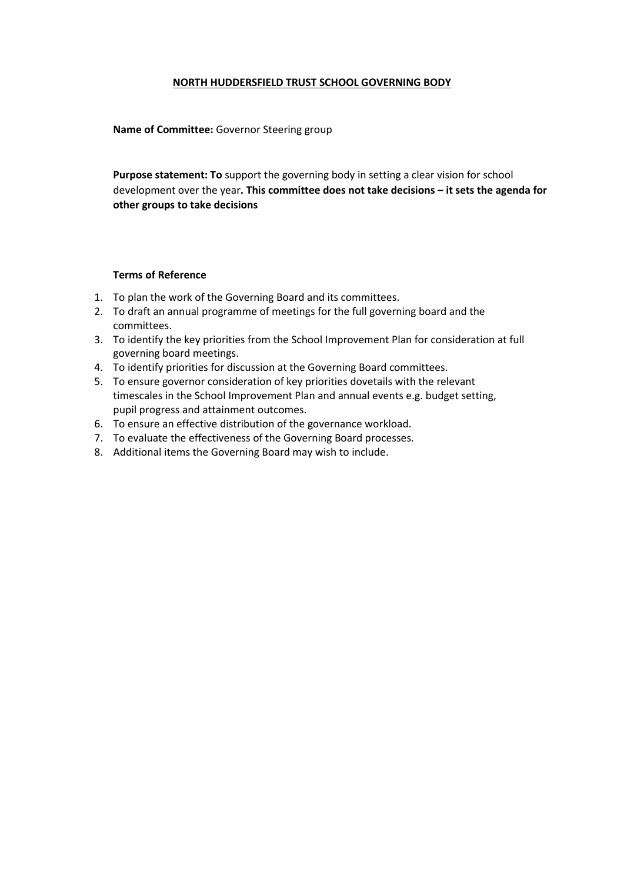# NORTH HUDDERSFIELD TRUST SCHOOL GOVERNING BODY

**Name of Committee:** Governor Steering group

**Purpose statement: To** support the governing body in setting a clear vision for school development over the year**. This committee does not take decisions – it sets the agenda for other groups to take decisions**

**Terms of Reference**

1. To plan the work of the Governing Board and its committees.
2. To draft an annual programme of meetings for the full governing board and the committees.
3. To identify the key priorities from the School Improvement Plan for consideration at full governing board meetings.
4. To identify priorities for discussion at the Governing Board committees.
5. To ensure governor consideration of key priorities dovetails with the relevant timescales in the School Improvement Plan and annual events e.g. budget setting, pupil progress and attainment outcomes.
6. To ensure an effective distribution of the governance workload.
7. To evaluate the effectiveness of the Governing Board processes.
8. Additional items the Governing Board may wish to include.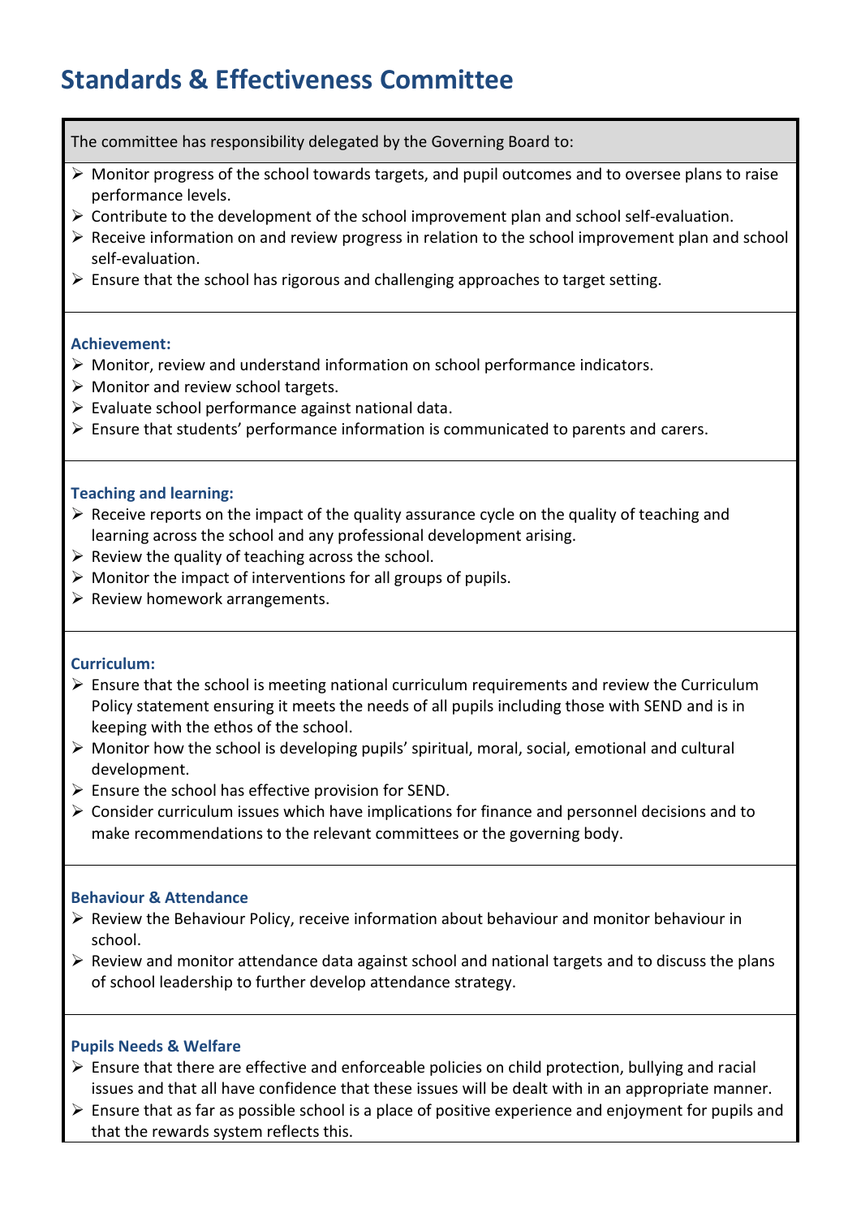# Standards & Effectiveness Committee

The committee has responsibility delegated by the Governing Board to:

- Monitor progress of the school towards targets, and pupil outcomes and to oversee plans to raise performance levels.
- Contribute to the development of the school improvement plan and school self-evaluation.
- Receive information on and review progress in relation to the school improvement plan and school self-evaluation.
- Ensure that the school has rigorous and challenging approaches to target setting.

### Achievement:

- Monitor, review and understand information on school performance indicators.
- Monitor and review school targets.
- Evaluate school performance against national data.
- Ensure that students' performance information is communicated to parents and carers.

### Teaching and learning:

- Receive reports on the impact of the quality assurance cycle on the quality of teaching and learning across the school and any professional development arising.
- Review the quality of teaching across the school.
- Monitor the impact of interventions for all groups of pupils.
- Review homework arrangements.

### Curriculum:

- Ensure that the school is meeting national curriculum requirements and review the Curriculum Policy statement ensuring it meets the needs of all pupils including those with SEND and is in keeping with the ethos of the school.
- Monitor how the school is developing pupils' spiritual, moral, social, emotional and cultural development.
- Ensure the school has effective provision for SEND.
- Consider curriculum issues which have implications for finance and personnel decisions and to make recommendations to the relevant committees or the governing body.

### Behaviour & Attendance

- Review the Behaviour Policy, receive information about behaviour and monitor behaviour in school.
- Review and monitor attendance data against school and national targets and to discuss the plans of school leadership to further develop attendance strategy.

### Pupils Needs & Welfare

- Ensure that there are effective and enforceable policies on child protection, bullying and racial issues and that all have confidence that these issues will be dealt with in an appropriate manner.
- Ensure that as far as possible school is a place of positive experience and enjoyment for pupils and that the rewards system reflects this.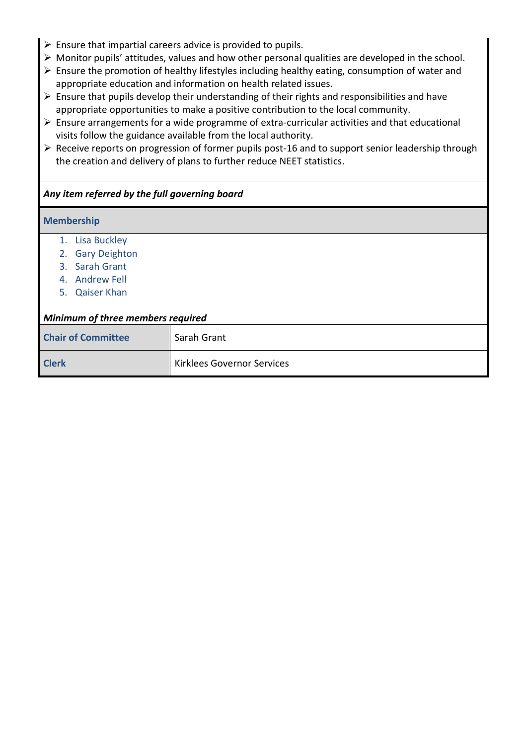- Ensure that impartial careers advice is provided to pupils.
- Monitor pupils' attitudes, values and how other personal qualities are developed in the school.
- Ensure the promotion of healthy lifestyles including healthy eating, consumption of water and appropriate education and information on health related issues.
- Ensure that pupils develop their understanding of their rights and responsibilities and have appropriate opportunities to make a positive contribution to the local community.
- Ensure arrangements for a wide programme of extra-curricular activities and that educational visits follow the guidance available from the local authority.
- Receive reports on progression of former pupils post-16 and to support senior leadership through the creation and delivery of plans to further reduce NEET statistics.

***Any item referred by the full governing board***

**Membership**

1. Lisa Buckley
2. Gary Deighton
3. Sarah Grant
4. Andrew Fell
5. Qaiser Khan

***Minimum of three members required***

| | |
|---|---|
| **Chair of Committee** | Sarah Grant |
| **Clerk** | Kirklees Governor Services |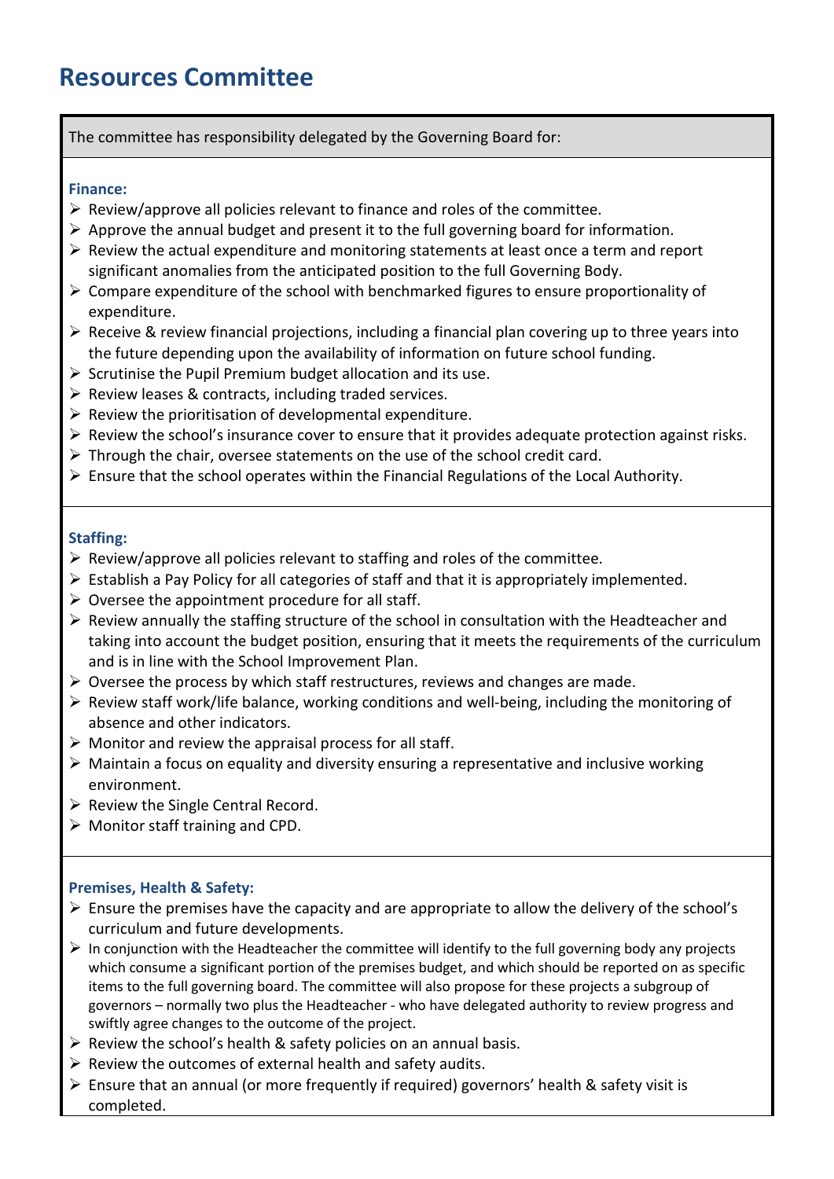# Resources Committee

The committee has responsibility delegated by the Governing Board for:

**Finance:**

- Review/approve all policies relevant to finance and roles of the committee.
- Approve the annual budget and present it to the full governing board for information.
- Review the actual expenditure and monitoring statements at least once a term and report significant anomalies from the anticipated position to the full Governing Body.
- Compare expenditure of the school with benchmarked figures to ensure proportionality of expenditure.
- Receive & review financial projections, including a financial plan covering up to three years into the future depending upon the availability of information on future school funding.
- Scrutinise the Pupil Premium budget allocation and its use.
- Review leases & contracts, including traded services.
- Review the prioritisation of developmental expenditure.
- Review the school's insurance cover to ensure that it provides adequate protection against risks.
- Through the chair, oversee statements on the use of the school credit card.
- Ensure that the school operates within the Financial Regulations of the Local Authority.

**Staffing:**

- Review/approve all policies relevant to staffing and roles of the committee.
- Establish a Pay Policy for all categories of staff and that it is appropriately implemented.
- Oversee the appointment procedure for all staff.
- Review annually the staffing structure of the school in consultation with the Headteacher and taking into account the budget position, ensuring that it meets the requirements of the curriculum and is in line with the School Improvement Plan.
- Oversee the process by which staff restructures, reviews and changes are made.
- Review staff work/life balance, working conditions and well-being, including the monitoring of absence and other indicators.
- Monitor and review the appraisal process for all staff.
- Maintain a focus on equality and diversity ensuring a representative and inclusive working environment.
- Review the Single Central Record.
- Monitor staff training and CPD.

**Premises, Health & Safety:**

- Ensure the premises have the capacity and are appropriate to allow the delivery of the school's curriculum and future developments.
- In conjunction with the Headteacher the committee will identify to the full governing body any projects which consume a significant portion of the premises budget, and which should be reported on as specific items to the full governing board. The committee will also propose for these projects a subgroup of governors – normally two plus the Headteacher - who have delegated authority to review progress and swiftly agree changes to the outcome of the project.
- Review the school's health & safety policies on an annual basis.
- Review the outcomes of external health and safety audits.
- Ensure that an annual (or more frequently if required) governors' health & safety visit is completed.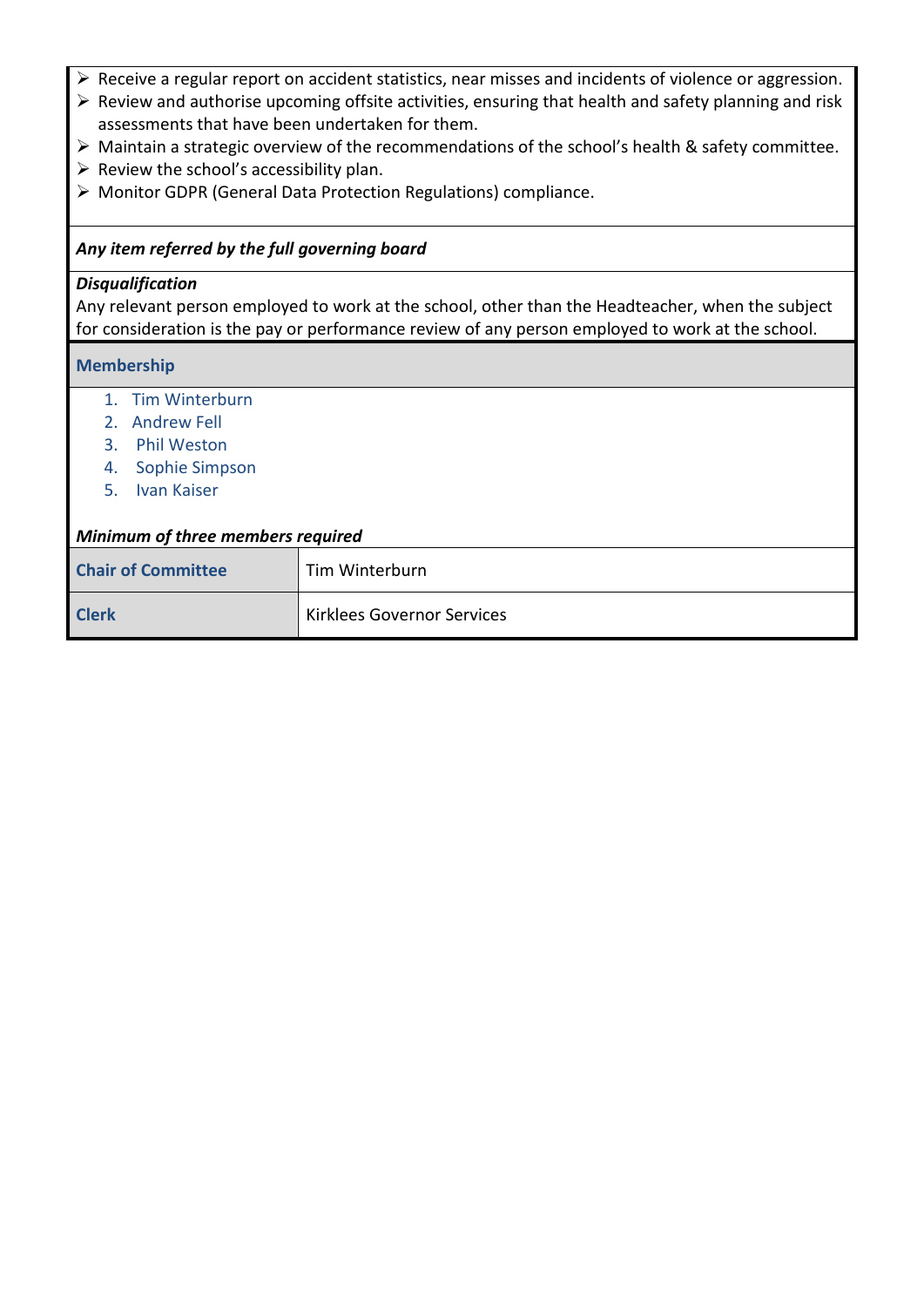- Receive a regular report on accident statistics, near misses and incidents of violence or aggression.
- Review and authorise upcoming offsite activities, ensuring that health and safety planning and risk assessments that have been undertaken for them.
- Maintain a strategic overview of the recommendations of the school's health & safety committee.
- Review the school's accessibility plan.
- Monitor GDPR (General Data Protection Regulations) compliance.

***Any item referred by the full governing board***

***Disqualification***

Any relevant person employed to work at the school, other than the Headteacher, when the subject for consideration is the pay or performance review of any person employed to work at the school.

**Membership**

1. Tim Winterburn
2. Andrew Fell
3. Phil Weston
4. Sophie Simpson
5. Ivan Kaiser

***Minimum of three members required***

| | |
|---|---|
| **Chair of Committee** | Tim Winterburn |
| **Clerk** | Kirklees Governor Services |